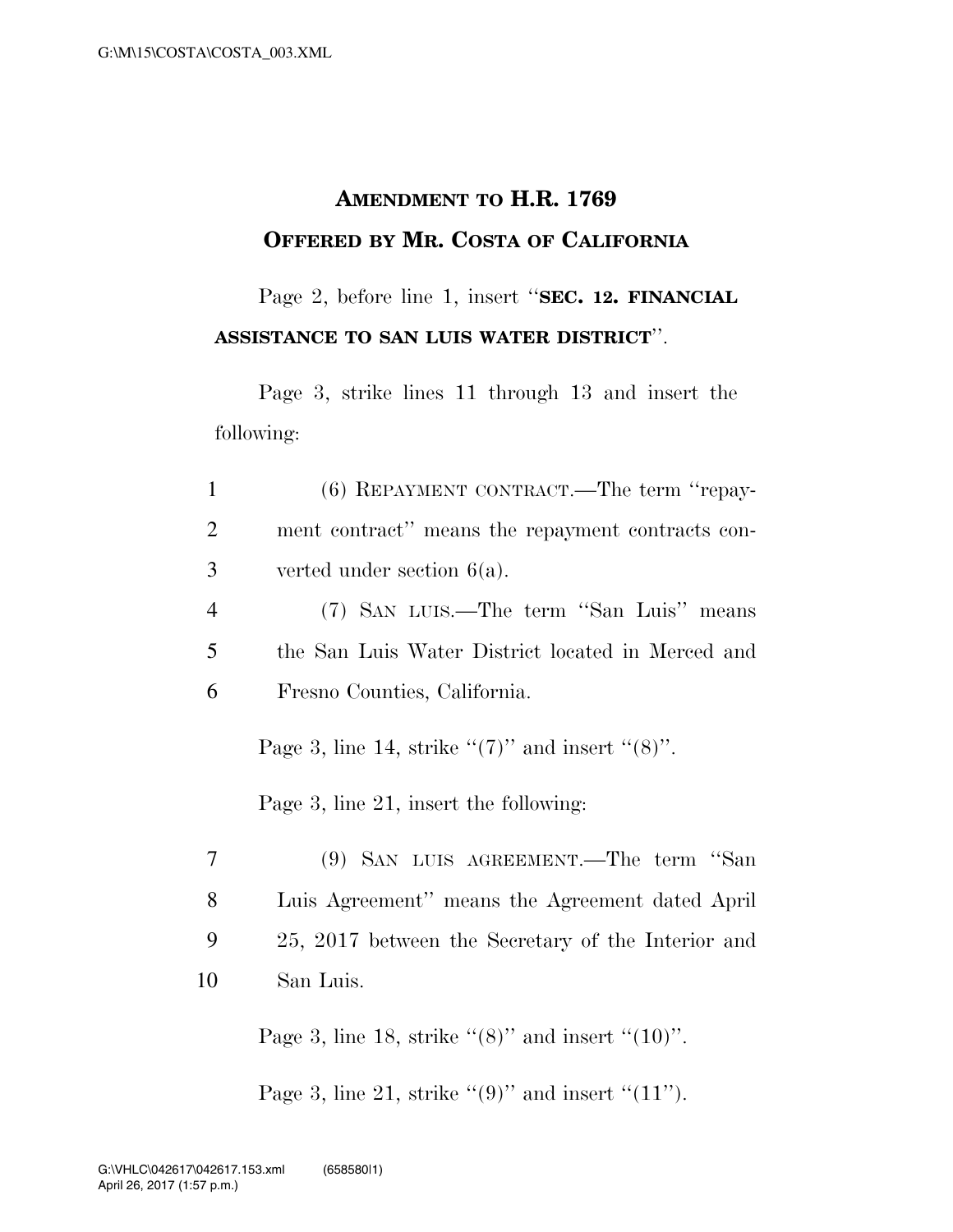# AMENDMENT TO H.R. 1769
## OFFERED BY MR. COSTA OF CALIFORNIA

Page 2, before line 1, insert "**SEC. 12. FINANCIAL ASSISTANCE TO SAN LUIS WATER DISTRICT**".

Page 3, strike lines 11 through 13 and insert the following:

1 (6) REPAYMENT CONTRACT.—The term "repay-
2 ment contract" means the repayment contracts con-
3 verted under section 6(a).
4 (7) SAN LUIS.—The term "San Luis" means
5 the San Luis Water District located in Merced and
6 Fresno Counties, California.

Page 3, line 14, strike "(7)" and insert "(8)".

Page 3, line 21, insert the following:

7 (9) SAN LUIS AGREEMENT.—The term "San
8 Luis Agreement" means the Agreement dated April
9 25, 2017 between the Secretary of the Interior and
10 San Luis.

Page 3, line 18, strike "(8)" and insert "(10)".

Page 3, line 21, strike "(9)" and insert "(11").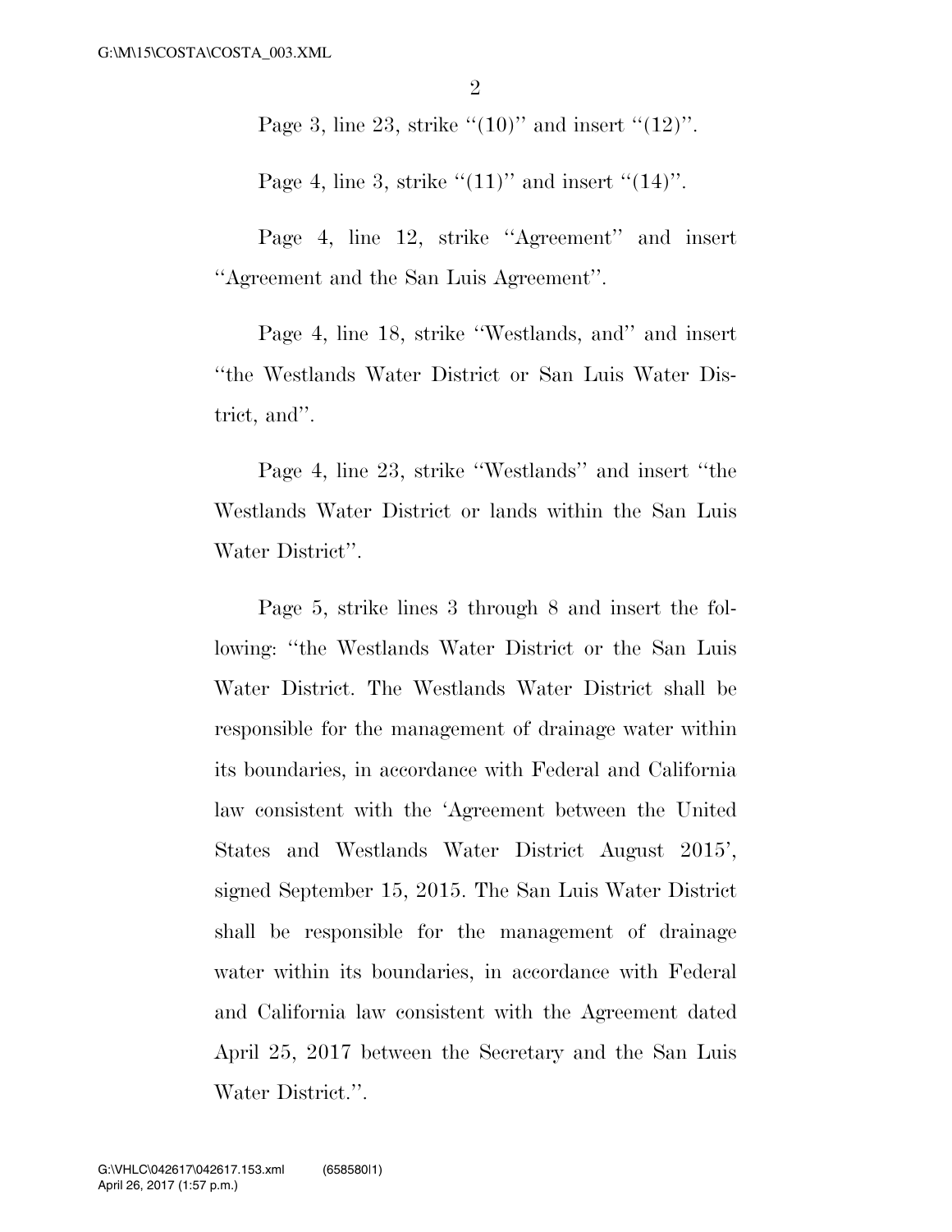Page 3, line 23, strike "(10)" and insert "(12)".

Page 4, line 3, strike "(11)" and insert "(14)".

Page 4, line 12, strike "Agreement" and insert "Agreement and the San Luis Agreement".

Page 4, line 18, strike "Westlands, and" and insert "the Westlands Water District or San Luis Water District, and".

Page 4, line 23, strike "Westlands" and insert "the Westlands Water District or lands within the San Luis Water District".

Page 5, strike lines 3 through 8 and insert the following: "the Westlands Water District or the San Luis Water District. The Westlands Water District shall be responsible for the management of drainage water within its boundaries, in accordance with Federal and California law consistent with the 'Agreement between the United States and Westlands Water District August 2015', signed September 15, 2015. The San Luis Water District shall be responsible for the management of drainage water within its boundaries, in accordance with Federal and California law consistent with the Agreement dated April 25, 2017 between the Secretary and the San Luis Water District.".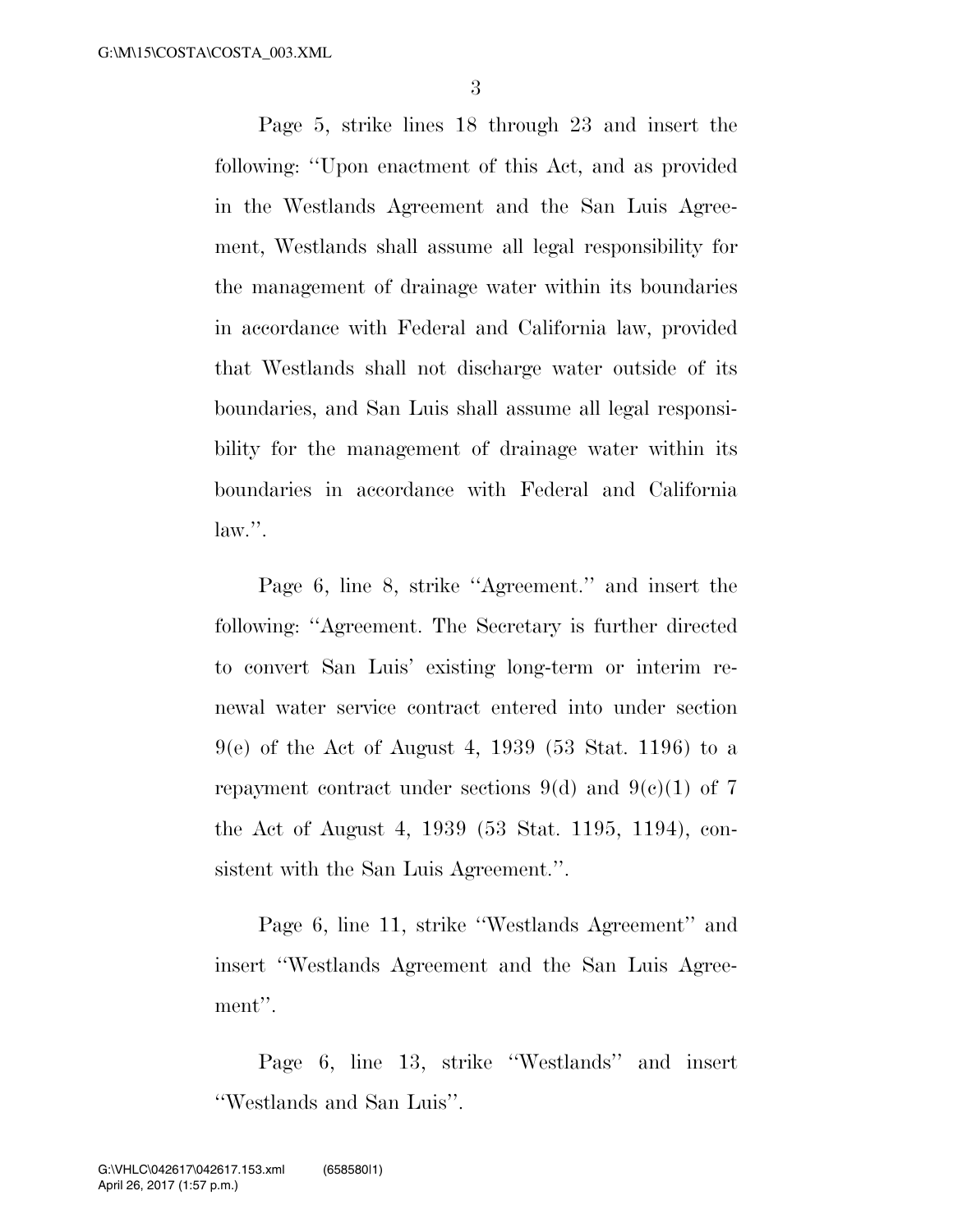Page 5, strike lines 18 through 23 and insert the following: ''Upon enactment of this Act, and as provided in the Westlands Agreement and the San Luis Agreement, Westlands shall assume all legal responsibility for the management of drainage water within its boundaries in accordance with Federal and California law, provided that Westlands shall not discharge water outside of its boundaries, and San Luis shall assume all legal responsibility for the management of drainage water within its boundaries in accordance with Federal and California law.''.

Page 6, line 8, strike ''Agreement.'' and insert the following: ''Agreement. The Secretary is further directed to convert San Luis' existing long-term or interim renewal water service contract entered into under section 9(e) of the Act of August 4, 1939 (53 Stat. 1196) to a repayment contract under sections 9(d) and 9(c)(1) of 7 the Act of August 4, 1939 (53 Stat. 1195, 1194), consistent with the San Luis Agreement.''.

Page 6, line 11, strike ''Westlands Agreement'' and insert ''Westlands Agreement and the San Luis Agreement''.

Page 6, line 13, strike ''Westlands'' and insert ''Westlands and San Luis''.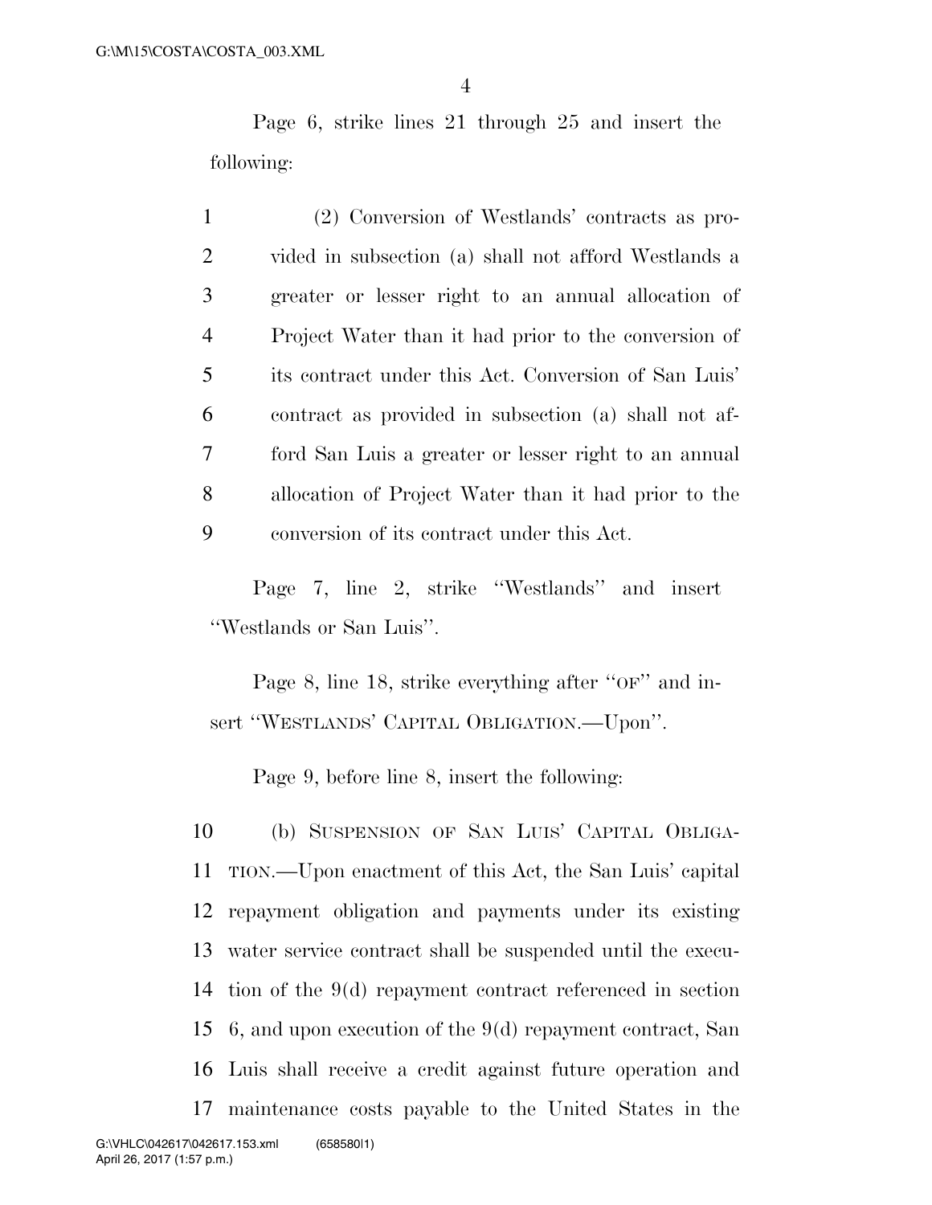Page 6, strike lines 21 through 25 and insert the following:

(2) Conversion of Westlands' contracts as provided in subsection (a) shall not afford Westlands a greater or lesser right to an annual allocation of Project Water than it had prior to the conversion of its contract under this Act. Conversion of San Luis' contract as provided in subsection (a) shall not afford San Luis a greater or lesser right to an annual allocation of Project Water than it had prior to the conversion of its contract under this Act.

Page 7, line 2, strike ''Westlands'' and insert ''Westlands or San Luis''.

Page 8, line 18, strike everything after ''OF'' and insert ''WESTLANDS' CAPITAL OBLIGATION.—Upon''.

Page 9, before line 8, insert the following:

(b) SUSPENSION OF SAN LUIS' CAPITAL OBLIGATION.—Upon enactment of this Act, the San Luis' capital repayment obligation and payments under its existing water service contract shall be suspended until the execution of the 9(d) repayment contract referenced in section 6, and upon execution of the 9(d) repayment contract, San Luis shall receive a credit against future operation and maintenance costs payable to the United States in the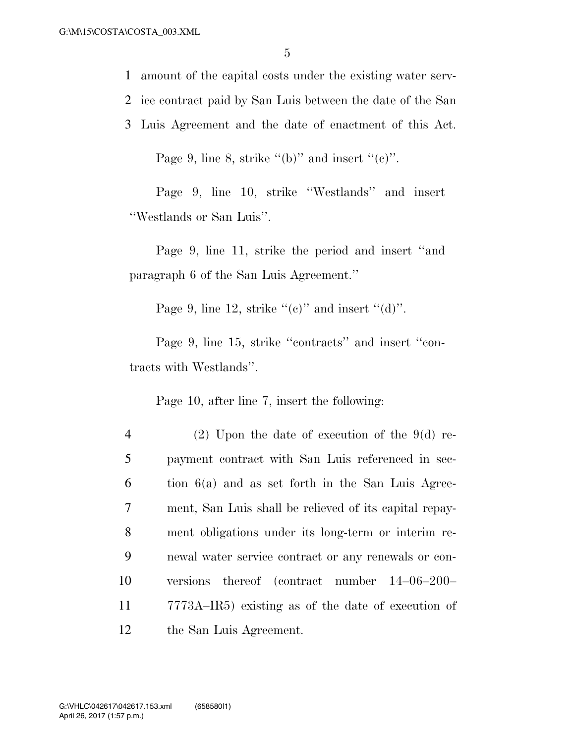amount of the capital costs under the existing water service contract paid by San Luis between the date of the San Luis Agreement and the date of enactment of this Act.

Page 9, line 8, strike "(b)" and insert "(c)".

Page 9, line 10, strike "Westlands" and insert "Westlands or San Luis".

Page 9, line 11, strike the period and insert "and paragraph 6 of the San Luis Agreement."

Page 9, line 12, strike "(c)" and insert "(d)".

Page 9, line 15, strike "contracts" and insert "contracts with Westlands".

Page 10, after line 7, insert the following:

(2) Upon the date of execution of the 9(d) repayment contract with San Luis referenced in section 6(a) and as set forth in the San Luis Agreement, San Luis shall be relieved of its capital repayment obligations under its long-term or interim renewal water service contract or any renewals or conversions thereof (contract number 14–06–200–7773A–IR5) existing as of the date of execution of the San Luis Agreement.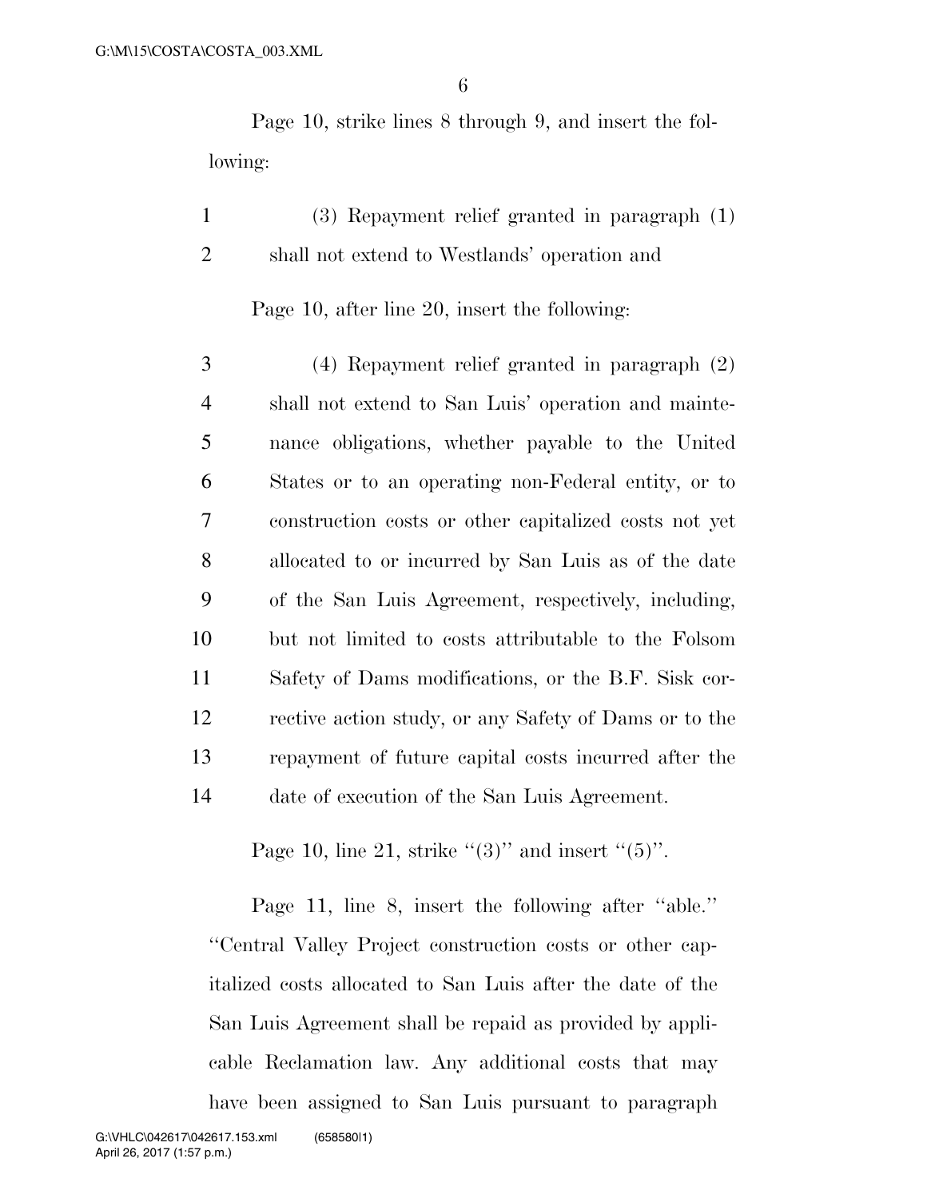Page 10, strike lines 8 through 9, and insert the following:

1 (3) Repayment relief granted in paragraph (1)
2 shall not extend to Westlands' operation and

Page 10, after line 20, insert the following:

3 (4) Repayment relief granted in paragraph (2)
4 shall not extend to San Luis' operation and mainte-
5 nance obligations, whether payable to the United
6 States or to an operating non-Federal entity, or to
7 construction costs or other capitalized costs not yet
8 allocated to or incurred by San Luis as of the date
9 of the San Luis Agreement, respectively, including,
10 but not limited to costs attributable to the Folsom
11 Safety of Dams modifications, or the B.F. Sisk cor-
12 rective action study, or any Safety of Dams or to the
13 repayment of future capital costs incurred after the
14 date of execution of the San Luis Agreement.

Page 10, line 21, strike "(3)" and insert "(5)".

Page 11, line 8, insert the following after "able." "Central Valley Project construction costs or other capitalized costs allocated to San Luis after the date of the San Luis Agreement shall be repaid as provided by applicable Reclamation law. Any additional costs that may have been assigned to San Luis pursuant to paragraph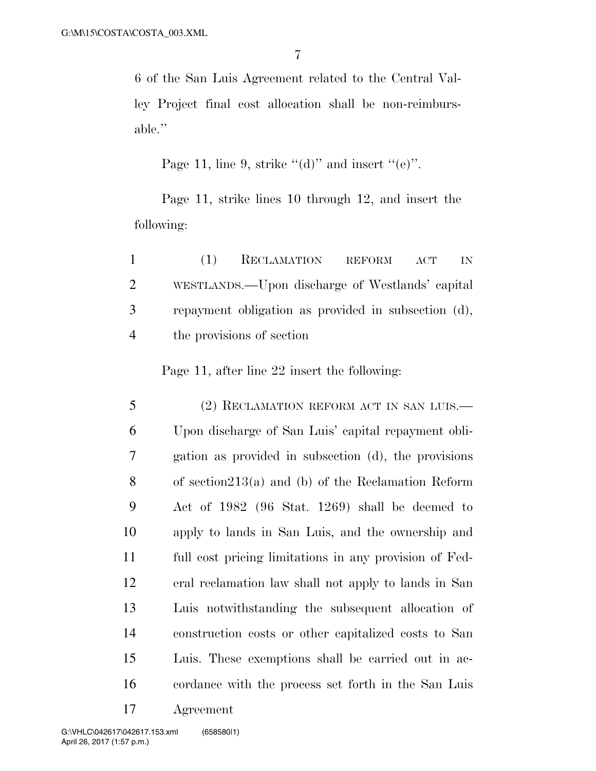6 of the San Luis Agreement related to the Central Valley Project final cost allocation shall be non-reimbursable.''

Page 11, line 9, strike ''(d)'' and insert ''(e)''.

Page 11, strike lines 10 through 12, and insert the following:

1 (1) RECLAMATION REFORM ACT IN
2 WESTLANDS.—Upon discharge of Westlands' capital
3 repayment obligation as provided in subsection (d),
4 the provisions of section

Page 11, after line 22 insert the following:

5 (2) RECLAMATION REFORM ACT IN SAN LUIS.—
6 Upon discharge of San Luis' capital repayment obli-
7 gation as provided in subsection (d), the provisions
8 of section213(a) and (b) of the Reclamation Reform
9 Act of 1982 (96 Stat. 1269) shall be deemed to
10 apply to lands in San Luis, and the ownership and
11 full cost pricing limitations in any provision of Fed-
12 eral reclamation law shall not apply to lands in San
13 Luis notwithstanding the subsequent allocation of
14 construction costs or other capitalized costs to San
15 Luis. These exemptions shall be carried out in ac-
16 cordance with the process set forth in the San Luis
17 Agreement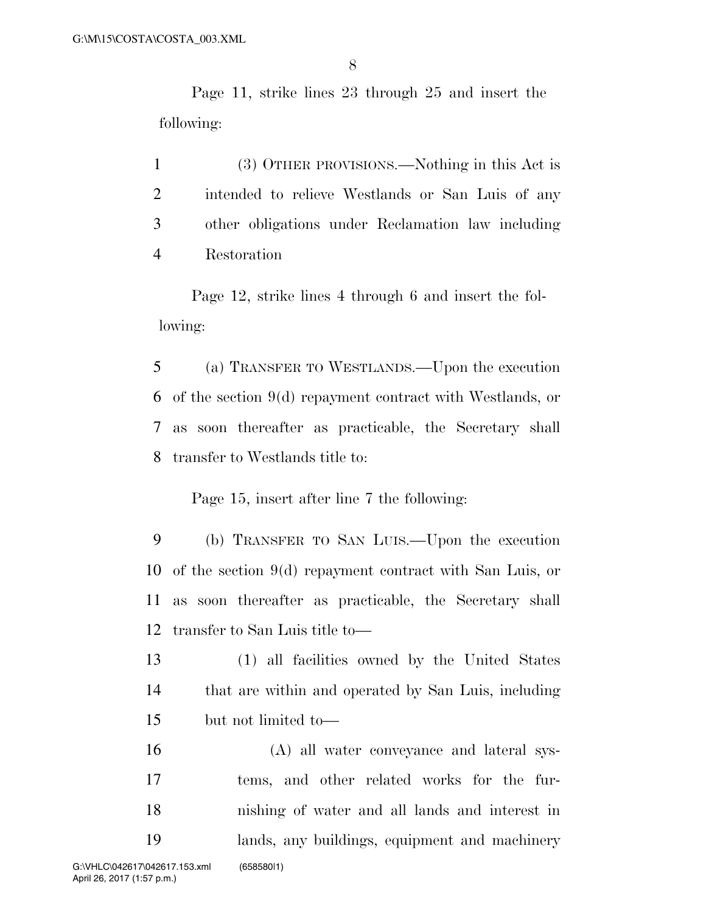Page 11, strike lines 23 through 25 and insert the following:

(3) OTHER PROVISIONS.—Nothing in this Act is intended to relieve Westlands or San Luis of any other obligations under Reclamation law including Restoration

Page 12, strike lines 4 through 6 and insert the following:

(a) TRANSFER TO WESTLANDS.—Upon the execution of the section 9(d) repayment contract with Westlands, or as soon thereafter as practicable, the Secretary shall transfer to Westlands title to:

Page 15, insert after line 7 the following:

(b) TRANSFER TO SAN LUIS.—Upon the execution of the section 9(d) repayment contract with San Luis, or as soon thereafter as practicable, the Secretary shall transfer to San Luis title to—

(1) all facilities owned by the United States that are within and operated by San Luis, including but not limited to—

(A) all water conveyance and lateral systems, and other related works for the furnishing of water and all lands and interest in lands, any buildings, equipment and machinery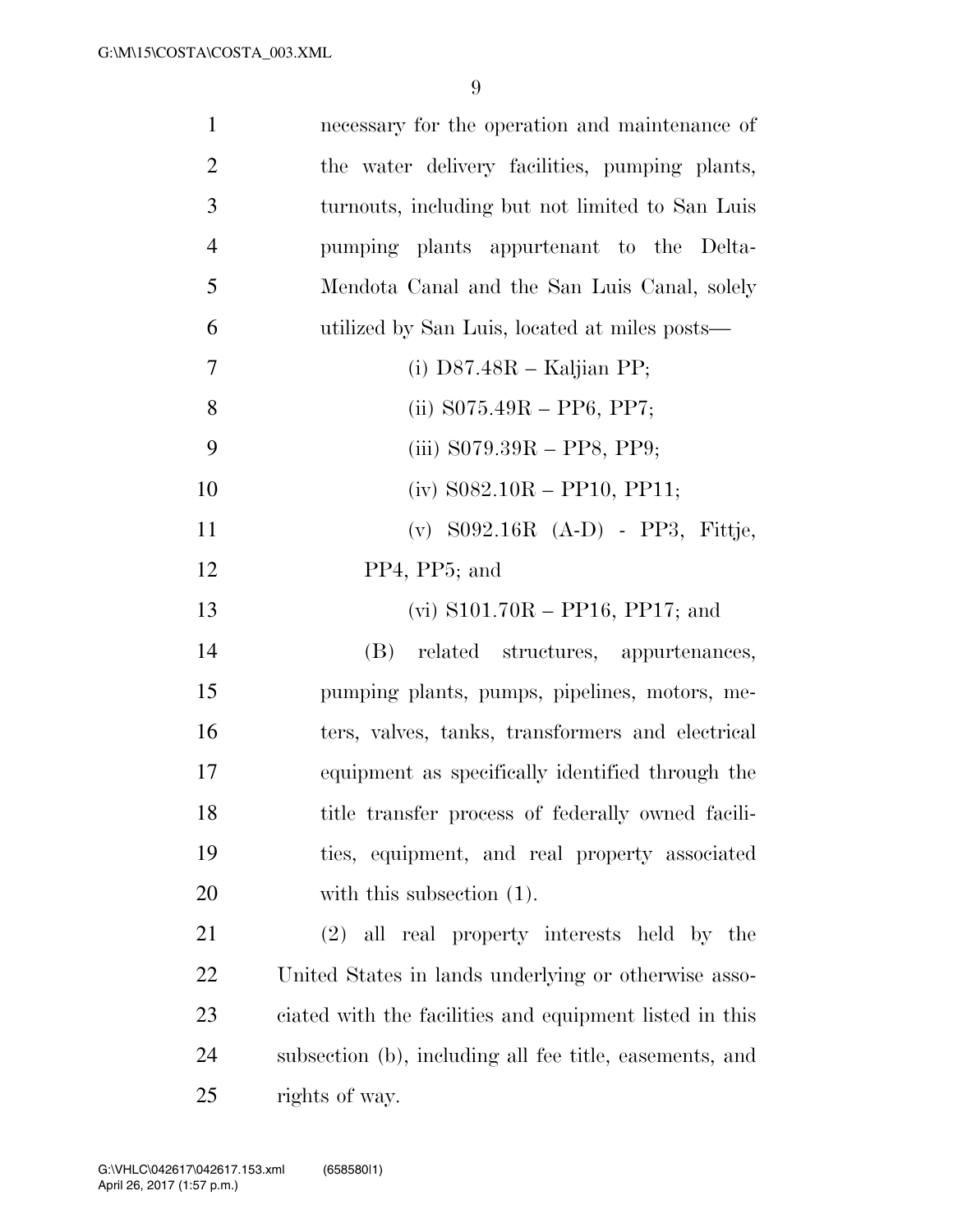necessary for the operation and maintenance of the water delivery facilities, pumping plants, turnouts, including but not limited to San Luis pumping plants appurtenant to the Delta-Mendota Canal and the San Luis Canal, solely utilized by San Luis, located at miles posts—

(i) D87.48R – Kaljian PP;

(ii) S075.49R – PP6, PP7;

(iii) S079.39R – PP8, PP9;

(iv) S082.10R – PP10, PP11;

(v) S092.16R (A-D) - PP3, Fittje, PP4, PP5; and

(vi) S101.70R – PP16, PP17; and

(B) related structures, appurtenances, pumping plants, pumps, pipelines, motors, meters, valves, tanks, transformers and electrical equipment as specifically identified through the title transfer process of federally owned facilities, equipment, and real property associated with this subsection (1).

(2) all real property interests held by the United States in lands underlying or otherwise associated with the facilities and equipment listed in this subsection (b), including all fee title, easements, and rights of way.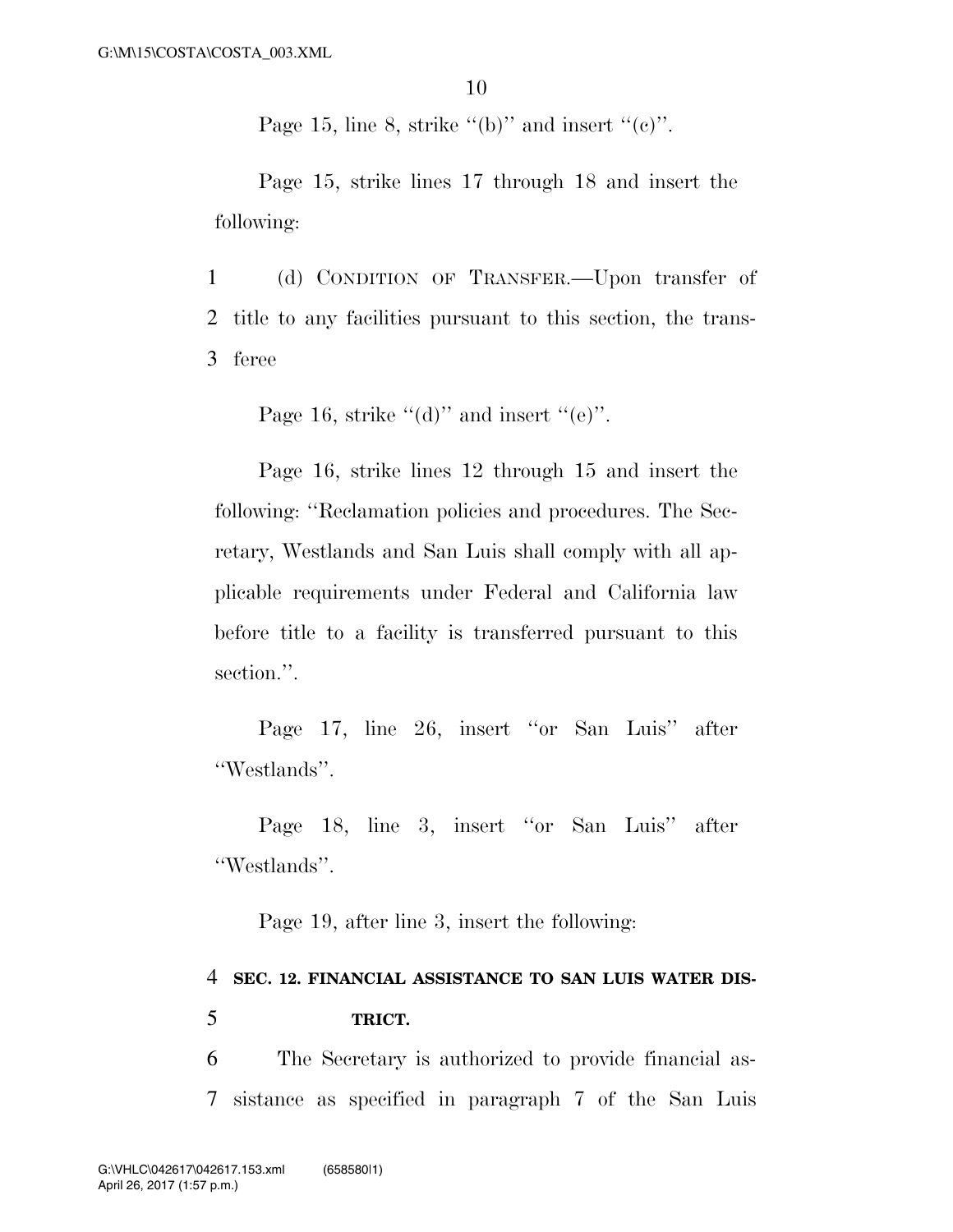Page 15, line 8, strike "(b)" and insert "(c)".

Page 15, strike lines 17 through 18 and insert the following:

1 (d) CONDITION OF TRANSFER.—Upon transfer of
2 title to any facilities pursuant to this section, the trans-
3 feree

Page 16, strike "(d)" and insert "(e)".

Page 16, strike lines 12 through 15 and insert the following: "Reclamation policies and procedures. The Secretary, Westlands and San Luis shall comply with all applicable requirements under Federal and California law before title to a facility is transferred pursuant to this section.".

Page 17, line 26, insert "or San Luis" after "Westlands".

Page 18, line 3, insert "or San Luis" after "Westlands".

Page 19, after line 3, insert the following:

4 **SEC. 12. FINANCIAL ASSISTANCE TO SAN LUIS WATER DIS-**
5 **TRICT.**

6 The Secretary is authorized to provide financial as-
7 sistance as specified in paragraph 7 of the San Luis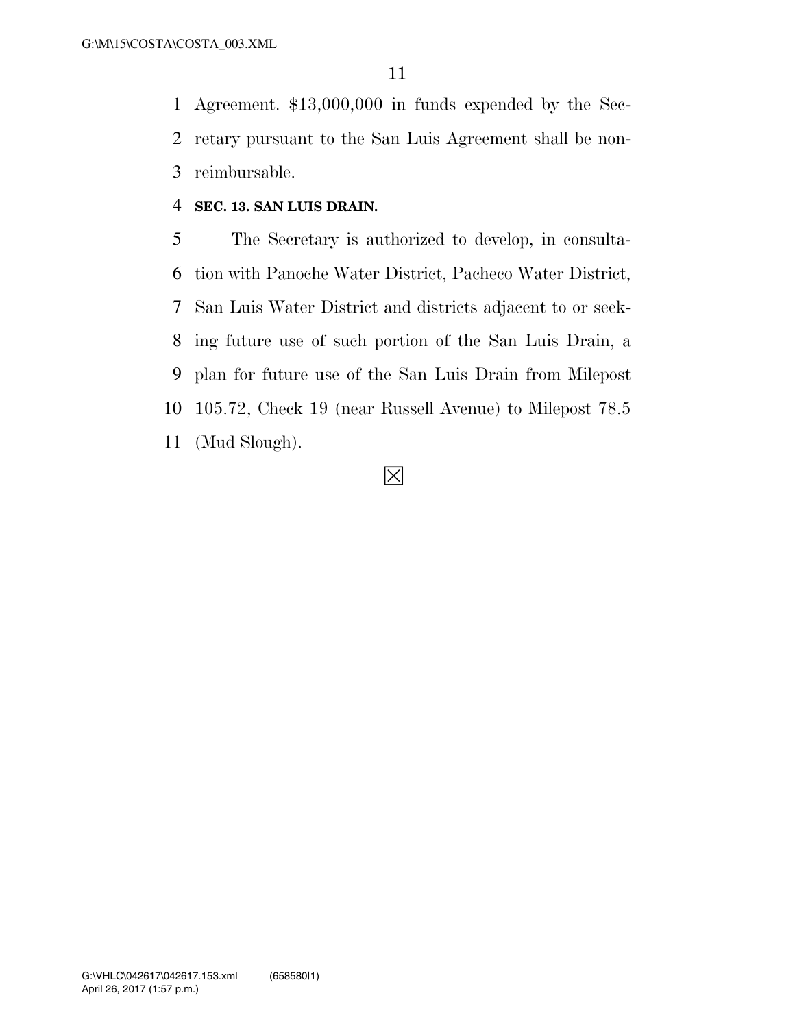Agreement. $13,000,000 in funds expended by the Secretary pursuant to the San Luis Agreement shall be nonreimbursable.

**SEC. 13. SAN LUIS DRAIN.**

The Secretary is authorized to develop, in consultation with Panoche Water District, Pacheco Water District, San Luis Water District and districts adjacent to or seeking future use of such portion of the San Luis Drain, a plan for future use of the San Luis Drain from Milepost 105.72, Check 19 (near Russell Avenue) to Milepost 78.5 (Mud Slough).